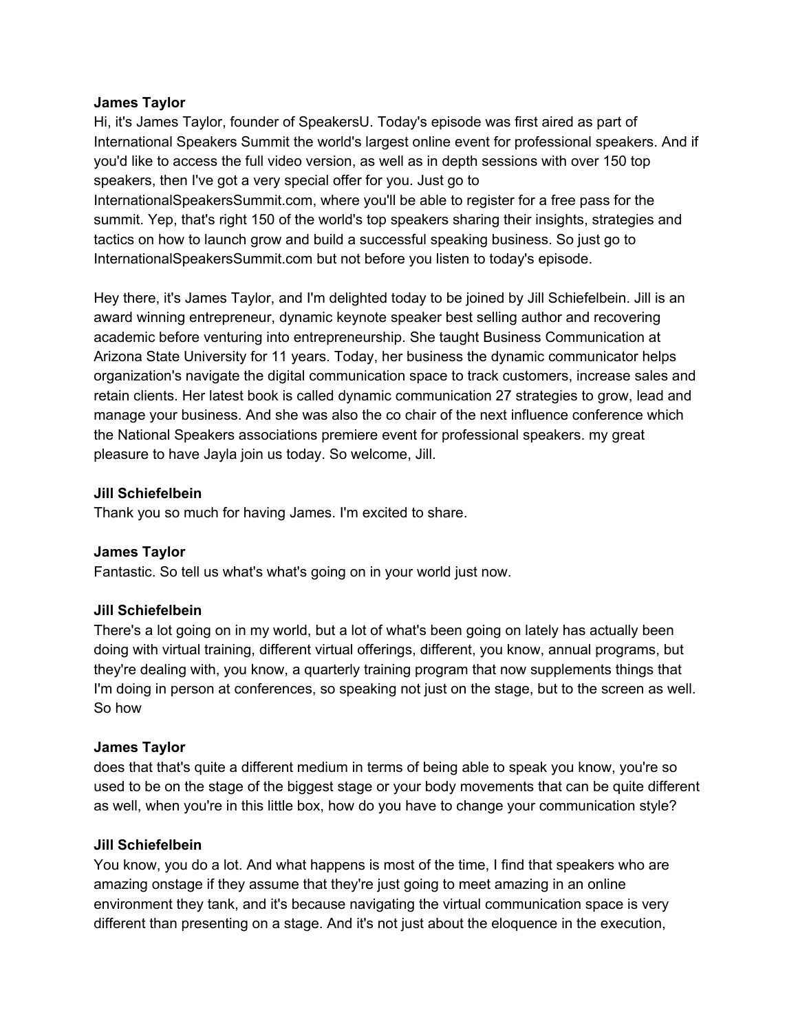**James Taylor**
Hi, it's James Taylor, founder of SpeakersU. Today's episode was first aired as part of International Speakers Summit the world's largest online event for professional speakers. And if you'd like to access the full video version, as well as in depth sessions with over 150 top speakers, then I've got a very special offer for you. Just go to InternationalSpeakersSummit.com, where you'll be able to register for a free pass for the summit. Yep, that's right 150 of the world's top speakers sharing their insights, strategies and tactics on how to launch grow and build a successful speaking business. So just go to InternationalSpeakersSummit.com but not before you listen to today's episode.

Hey there, it's James Taylor, and I'm delighted today to be joined by Jill Schiefelbein. Jill is an award winning entrepreneur, dynamic keynote speaker best selling author and recovering academic before venturing into entrepreneurship. She taught Business Communication at Arizona State University for 11 years. Today, her business the dynamic communicator helps organization's navigate the digital communication space to track customers, increase sales and retain clients. Her latest book is called dynamic communication 27 strategies to grow, lead and manage your business. And she was also the co chair of the next influence conference which the National Speakers associations premiere event for professional speakers. my great pleasure to have Jayla join us today. So welcome, Jill.

**Jill Schiefelbein**
Thank you so much for having James. I'm excited to share.

**James Taylor**
Fantastic. So tell us what's what's going on in your world just now.

**Jill Schiefelbein**
There's a lot going on in my world, but a lot of what's been going on lately has actually been doing with virtual training, different virtual offerings, different, you know, annual programs, but they're dealing with, you know, a quarterly training program that now supplements things that I'm doing in person at conferences, so speaking not just on the stage, but to the screen as well. So how

**James Taylor**
does that that's quite a different medium in terms of being able to speak you know, you're so used to be on the stage of the biggest stage or your body movements that can be quite different as well, when you're in this little box, how do you have to change your communication style?

**Jill Schiefelbein**
You know, you do a lot. And what happens is most of the time, I find that speakers who are amazing onstage if they assume that they're just going to meet amazing in an online environment they tank, and it's because navigating the virtual communication space is very different than presenting on a stage. And it's not just about the eloquence in the execution,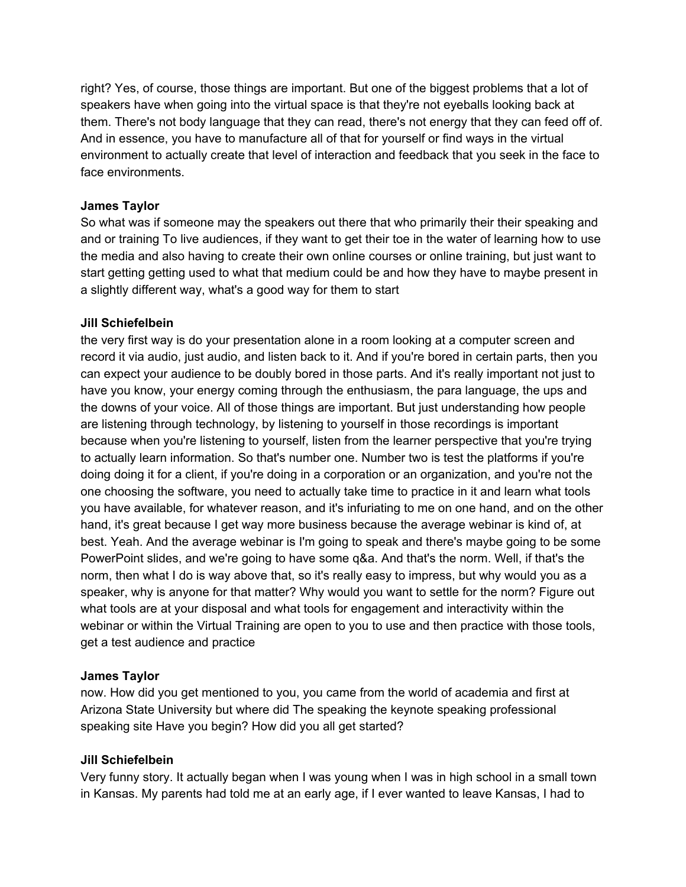right? Yes, of course, those things are important. But one of the biggest problems that a lot of speakers have when going into the virtual space is that they're not eyeballs looking back at them. There's not body language that they can read, there's not energy that they can feed off of. And in essence, you have to manufacture all of that for yourself or find ways in the virtual environment to actually create that level of interaction and feedback that you seek in the face to face environments.

**James Taylor**
So what was if someone may the speakers out there that who primarily their their speaking and and or training To live audiences, if they want to get their toe in the water of learning how to use the media and also having to create their own online courses or online training, but just want to start getting getting used to what that medium could be and how they have to maybe present in a slightly different way, what's a good way for them to start

**Jill Schiefelbein**
the very first way is do your presentation alone in a room looking at a computer screen and record it via audio, just audio, and listen back to it. And if you're bored in certain parts, then you can expect your audience to be doubly bored in those parts. And it's really important not just to have you know, your energy coming through the enthusiasm, the para language, the ups and the downs of your voice. All of those things are important. But just understanding how people are listening through technology, by listening to yourself in those recordings is important because when you're listening to yourself, listen from the learner perspective that you're trying to actually learn information. So that's number one. Number two is test the platforms if you're doing doing it for a client, if you're doing in a corporation or an organization, and you're not the one choosing the software, you need to actually take time to practice in it and learn what tools you have available, for whatever reason, and it's infuriating to me on one hand, and on the other hand, it's great because I get way more business because the average webinar is kind of, at best. Yeah. And the average webinar is I'm going to speak and there's maybe going to be some PowerPoint slides, and we're going to have some q&a. And that's the norm. Well, if that's the norm, then what I do is way above that, so it's really easy to impress, but why would you as a speaker, why is anyone for that matter? Why would you want to settle for the norm? Figure out what tools are at your disposal and what tools for engagement and interactivity within the webinar or within the Virtual Training are open to you to use and then practice with those tools, get a test audience and practice

**James Taylor**
now. How did you get mentioned to you, you came from the world of academia and first at Arizona State University but where did The speaking the keynote speaking professional speaking site Have you begin? How did you all get started?

**Jill Schiefelbein**
Very funny story. It actually began when I was young when I was in high school in a small town in Kansas. My parents had told me at an early age, if I ever wanted to leave Kansas, I had to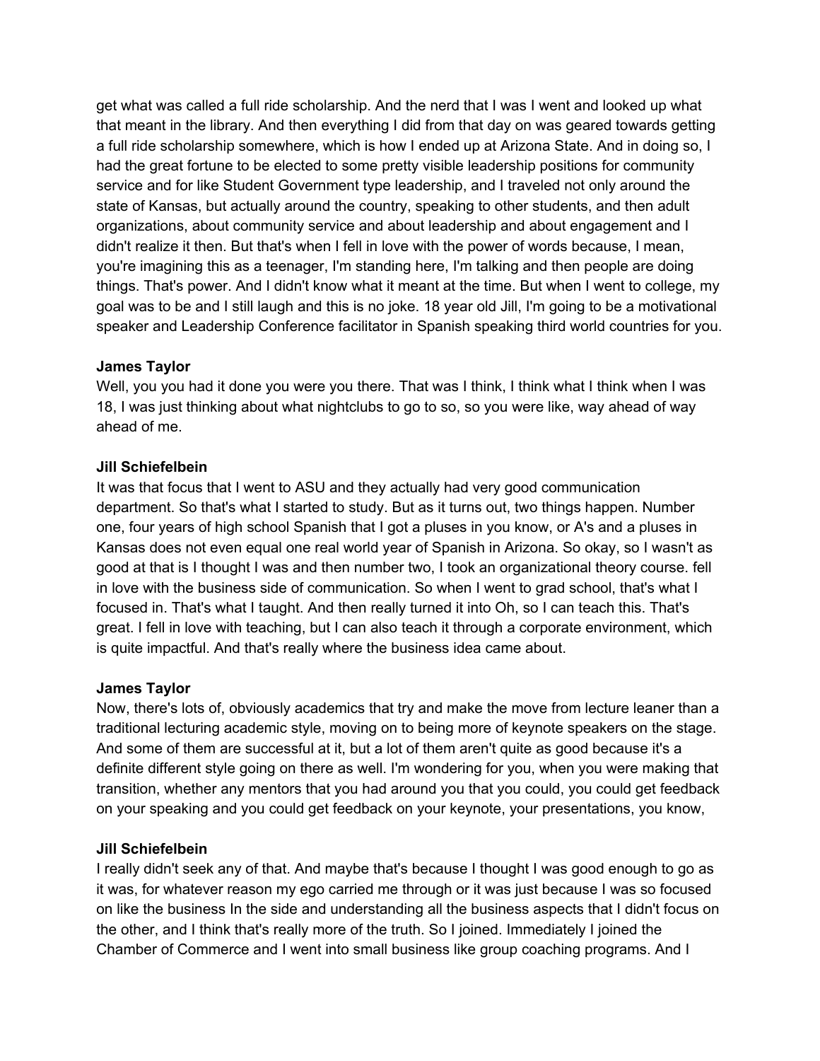get what was called a full ride scholarship. And the nerd that I was I went and looked up what that meant in the library. And then everything I did from that day on was geared towards getting a full ride scholarship somewhere, which is how I ended up at Arizona State. And in doing so, I had the great fortune to be elected to some pretty visible leadership positions for community service and for like Student Government type leadership, and I traveled not only around the state of Kansas, but actually around the country, speaking to other students, and then adult organizations, about community service and about leadership and about engagement and I didn't realize it then. But that's when I fell in love with the power of words because, I mean, you're imagining this as a teenager, I'm standing here, I'm talking and then people are doing things. That's power. And I didn't know what it meant at the time. But when I went to college, my goal was to be and I still laugh and this is no joke. 18 year old Jill, I'm going to be a motivational speaker and Leadership Conference facilitator in Spanish speaking third world countries for you.

**James Taylor**
Well, you you had it done you were you there. That was I think, I think what I think when I was 18, I was just thinking about what nightclubs to go to so, so you were like, way ahead of way ahead of me.

**Jill Schiefelbein**
It was that focus that I went to ASU and they actually had very good communication department. So that's what I started to study. But as it turns out, two things happen. Number one, four years of high school Spanish that I got a pluses in you know, or A's and a pluses in Kansas does not even equal one real world year of Spanish in Arizona. So okay, so I wasn't as good at that is I thought I was and then number two, I took an organizational theory course. fell in love with the business side of communication. So when I went to grad school, that's what I focused in. That's what I taught. And then really turned it into Oh, so I can teach this. That's great. I fell in love with teaching, but I can also teach it through a corporate environment, which is quite impactful. And that's really where the business idea came about.

**James Taylor**
Now, there's lots of, obviously academics that try and make the move from lecture leaner than a traditional lecturing academic style, moving on to being more of keynote speakers on the stage. And some of them are successful at it, but a lot of them aren't quite as good because it's a definite different style going on there as well. I'm wondering for you, when you were making that transition, whether any mentors that you had around you that you could, you could get feedback on your speaking and you could get feedback on your keynote, your presentations, you know,

**Jill Schiefelbein**
I really didn't seek any of that. And maybe that's because I thought I was good enough to go as it was, for whatever reason my ego carried me through or it was just because I was so focused on like the business In the side and understanding all the business aspects that I didn't focus on the other, and I think that's really more of the truth. So I joined. Immediately I joined the Chamber of Commerce and I went into small business like group coaching programs. And I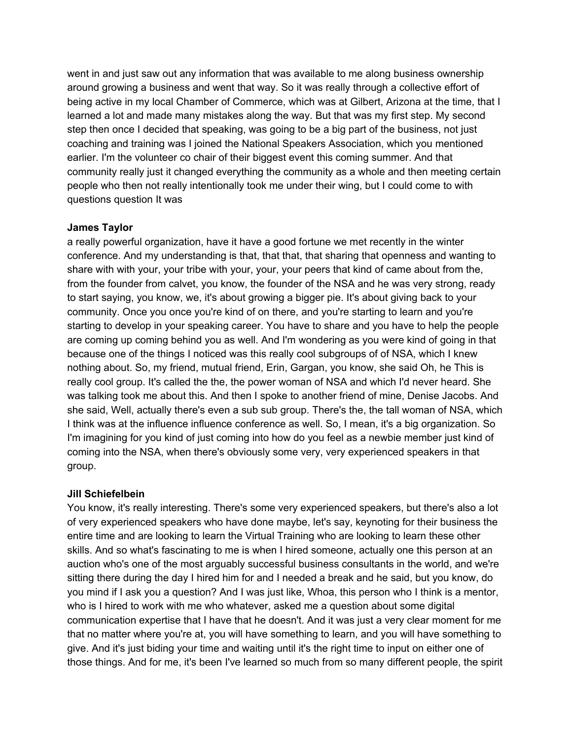went in and just saw out any information that was available to me along business ownership around growing a business and went that way. So it was really through a collective effort of being active in my local Chamber of Commerce, which was at Gilbert, Arizona at the time, that I learned a lot and made many mistakes along the way. But that was my first step. My second step then once I decided that speaking, was going to be a big part of the business, not just coaching and training was I joined the National Speakers Association, which you mentioned earlier. I'm the volunteer co chair of their biggest event this coming summer. And that community really just it changed everything the community as a whole and then meeting certain people who then not really intentionally took me under their wing, but I could come to with questions question It was

**James Taylor**

a really powerful organization, have it have a good fortune we met recently in the winter conference. And my understanding is that, that that, that sharing that openness and wanting to share with with your, your tribe with your, your, your peers that kind of came about from the, from the founder from calvet, you know, the founder of the NSA and he was very strong, ready to start saying, you know, we, it's about growing a bigger pie. It's about giving back to your community. Once you once you're kind of on there, and you're starting to learn and you're starting to develop in your speaking career. You have to share and you have to help the people are coming up coming behind you as well. And I'm wondering as you were kind of going in that because one of the things I noticed was this really cool subgroups of of NSA, which I knew nothing about. So, my friend, mutual friend, Erin, Gargan, you know, she said Oh, he This is really cool group. It's called the the, the power woman of NSA and which I'd never heard. She was talking took me about this. And then I spoke to another friend of mine, Denise Jacobs. And she said, Well, actually there's even a sub sub group. There's the, the tall woman of NSA, which I think was at the influence influence conference as well. So, I mean, it's a big organization. So I'm imagining for you kind of just coming into how do you feel as a newbie member just kind of coming into the NSA, when there's obviously some very, very experienced speakers in that group.

**Jill Schiefelbein**

You know, it's really interesting. There's some very experienced speakers, but there's also a lot of very experienced speakers who have done maybe, let's say, keynoting for their business the entire time and are looking to learn the Virtual Training who are looking to learn these other skills. And so what's fascinating to me is when I hired someone, actually one this person at an auction who's one of the most arguably successful business consultants in the world, and we're sitting there during the day I hired him for and I needed a break and he said, but you know, do you mind if I ask you a question? And I was just like, Whoa, this person who I think is a mentor, who is I hired to work with me who whatever, asked me a question about some digital communication expertise that I have that he doesn't. And it was just a very clear moment for me that no matter where you're at, you will have something to learn, and you will have something to give. And it's just biding your time and waiting until it's the right time to input on either one of those things. And for me, it's been I've learned so much from so many different people, the spirit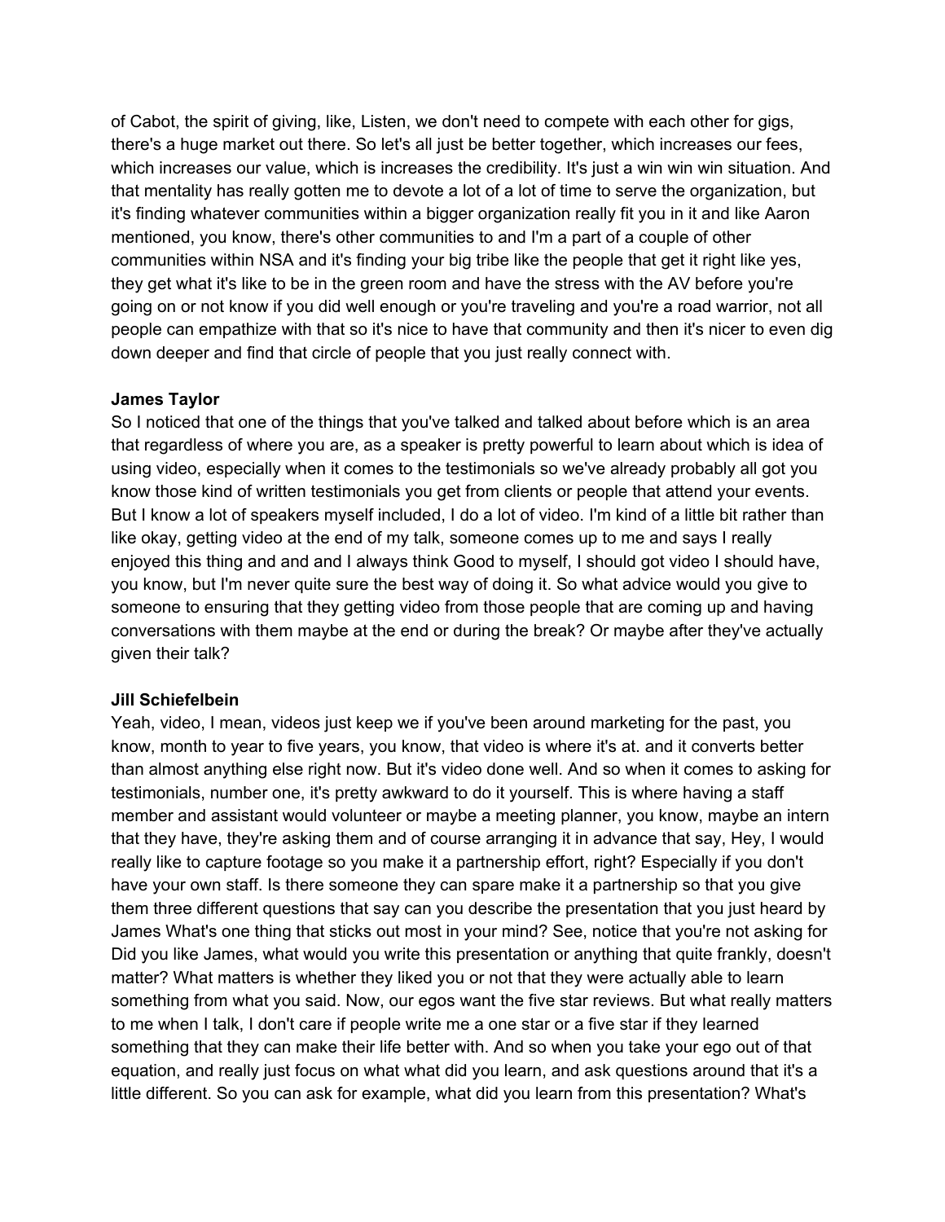of Cabot, the spirit of giving, like, Listen, we don't need to compete with each other for gigs, there's a huge market out there. So let's all just be better together, which increases our fees, which increases our value, which is increases the credibility. It's just a win win win situation. And that mentality has really gotten me to devote a lot of a lot of time to serve the organization, but it's finding whatever communities within a bigger organization really fit you in it and like Aaron mentioned, you know, there's other communities to and I'm a part of a couple of other communities within NSA and it's finding your big tribe like the people that get it right like yes, they get what it's like to be in the green room and have the stress with the AV before you're going on or not know if you did well enough or you're traveling and you're a road warrior, not all people can empathize with that so it's nice to have that community and then it's nicer to even dig down deeper and find that circle of people that you just really connect with.

**James Taylor**
So I noticed that one of the things that you've talked and talked about before which is an area that regardless of where you are, as a speaker is pretty powerful to learn about which is idea of using video, especially when it comes to the testimonials so we've already probably all got you know those kind of written testimonials you get from clients or people that attend your events. But I know a lot of speakers myself included, I do a lot of video. I'm kind of a little bit rather than like okay, getting video at the end of my talk, someone comes up to me and says I really enjoyed this thing and and and I always think Good to myself, I should got video I should have, you know, but I'm never quite sure the best way of doing it. So what advice would you give to someone to ensuring that they getting video from those people that are coming up and having conversations with them maybe at the end or during the break? Or maybe after they've actually given their talk?

**Jill Schiefelbein**
Yeah, video, I mean, videos just keep we if you've been around marketing for the past, you know, month to year to five years, you know, that video is where it's at. and it converts better than almost anything else right now. But it's video done well. And so when it comes to asking for testimonials, number one, it's pretty awkward to do it yourself. This is where having a staff member and assistant would volunteer or maybe a meeting planner, you know, maybe an intern that they have, they're asking them and of course arranging it in advance that say, Hey, I would really like to capture footage so you make it a partnership effort, right? Especially if you don't have your own staff. Is there someone they can spare make it a partnership so that you give them three different questions that say can you describe the presentation that you just heard by James What's one thing that sticks out most in your mind? See, notice that you're not asking for Did you like James, what would you write this presentation or anything that quite frankly, doesn't matter? What matters is whether they liked you or not that they were actually able to learn something from what you said. Now, our egos want the five star reviews. But what really matters to me when I talk, I don't care if people write me a one star or a five star if they learned something that they can make their life better with. And so when you take your ego out of that equation, and really just focus on what what did you learn, and ask questions around that it's a little different. So you can ask for example, what did you learn from this presentation? What's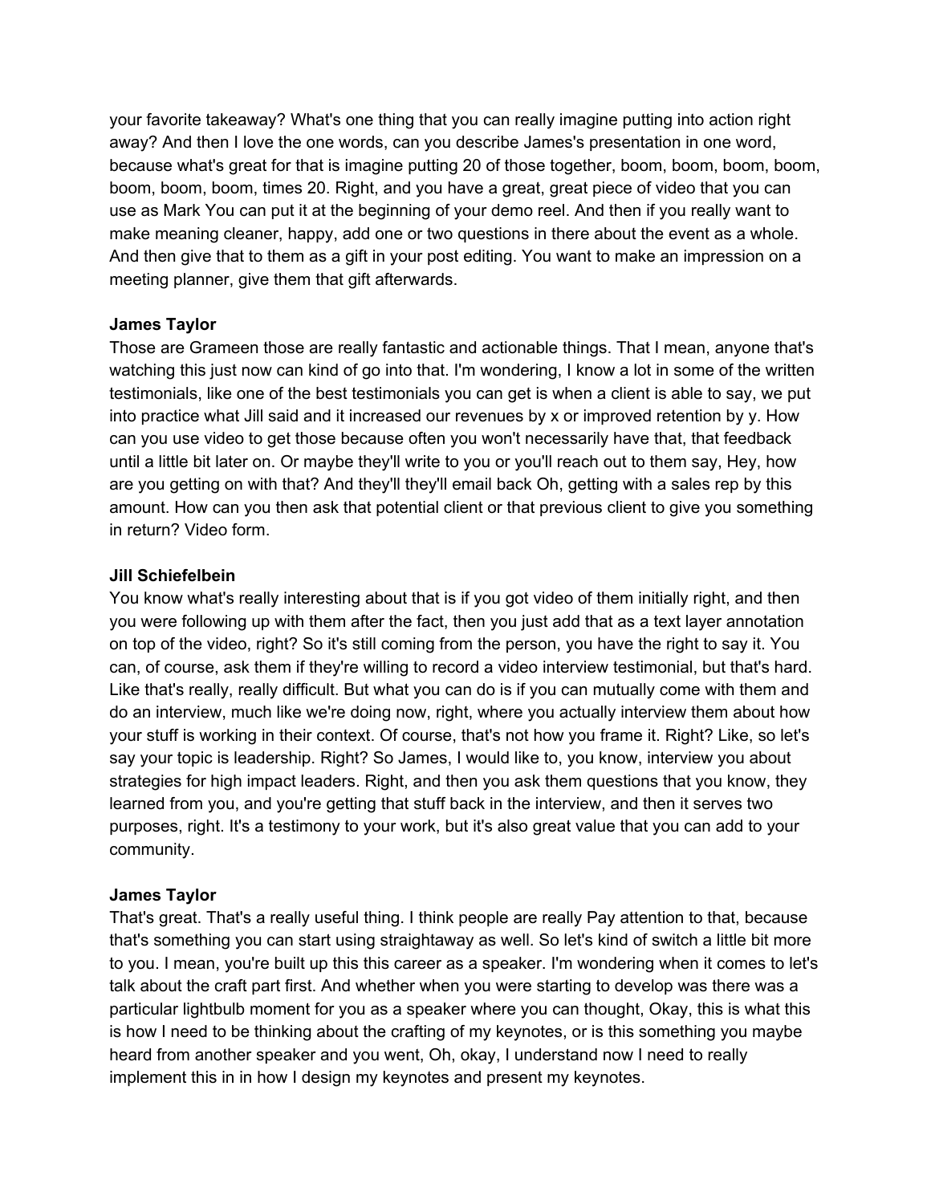your favorite takeaway? What's one thing that you can really imagine putting into action right away? And then I love the one words, can you describe James's presentation in one word, because what's great for that is imagine putting 20 of those together, boom, boom, boom, boom, boom, boom, boom, times 20. Right, and you have a great, great piece of video that you can use as Mark You can put it at the beginning of your demo reel. And then if you really want to make meaning cleaner, happy, add one or two questions in there about the event as a whole. And then give that to them as a gift in your post editing. You want to make an impression on a meeting planner, give them that gift afterwards.

**James Taylor**
Those are Grameen those are really fantastic and actionable things. That I mean, anyone that's watching this just now can kind of go into that. I'm wondering, I know a lot in some of the written testimonials, like one of the best testimonials you can get is when a client is able to say, we put into practice what Jill said and it increased our revenues by x or improved retention by y. How can you use video to get those because often you won't necessarily have that, that feedback until a little bit later on. Or maybe they'll write to you or you'll reach out to them say, Hey, how are you getting on with that? And they'll they'll email back Oh, getting with a sales rep by this amount. How can you then ask that potential client or that previous client to give you something in return? Video form.

**Jill Schiefelbein**
You know what's really interesting about that is if you got video of them initially right, and then you were following up with them after the fact, then you just add that as a text layer annotation on top of the video, right? So it's still coming from the person, you have the right to say it. You can, of course, ask them if they're willing to record a video interview testimonial, but that's hard. Like that's really, really difficult. But what you can do is if you can mutually come with them and do an interview, much like we're doing now, right, where you actually interview them about how your stuff is working in their context. Of course, that's not how you frame it. Right? Like, so let's say your topic is leadership. Right? So James, I would like to, you know, interview you about strategies for high impact leaders. Right, and then you ask them questions that you know, they learned from you, and you're getting that stuff back in the interview, and then it serves two purposes, right. It's a testimony to your work, but it's also great value that you can add to your community.

**James Taylor**
That's great. That's a really useful thing. I think people are really Pay attention to that, because that's something you can start using straightaway as well. So let's kind of switch a little bit more to you. I mean, you're built up this this career as a speaker. I'm wondering when it comes to let's talk about the craft part first. And whether when you were starting to develop was there was a particular lightbulb moment for you as a speaker where you can thought, Okay, this is what this is how I need to be thinking about the crafting of my keynotes, or is this something you maybe heard from another speaker and you went, Oh, okay, I understand now I need to really implement this in in how I design my keynotes and present my keynotes.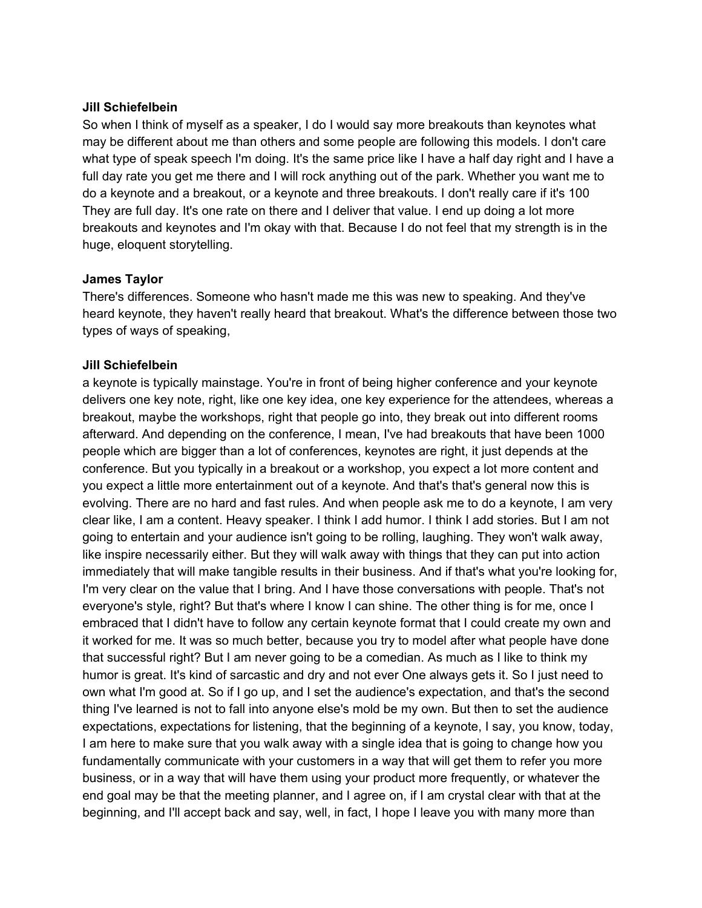**Jill Schiefelbein**

So when I think of myself as a speaker, I do I would say more breakouts than keynotes what may be different about me than others and some people are following this models. I don't care what type of speak speech I'm doing. It's the same price like I have a half day right and I have a full day rate you get me there and I will rock anything out of the park. Whether you want me to do a keynote and a breakout, or a keynote and three breakouts. I don't really care if it's 100 They are full day. It's one rate on there and I deliver that value. I end up doing a lot more breakouts and keynotes and I'm okay with that. Because I do not feel that my strength is in the huge, eloquent storytelling.

**James Taylor**

There's differences. Someone who hasn't made me this was new to speaking. And they've heard keynote, they haven't really heard that breakout. What's the difference between those two types of ways of speaking,

**Jill Schiefelbein**

a keynote is typically mainstage. You're in front of being higher conference and your keynote delivers one key note, right, like one key idea, one key experience for the attendees, whereas a breakout, maybe the workshops, right that people go into, they break out into different rooms afterward. And depending on the conference, I mean, I've had breakouts that have been 1000 people which are bigger than a lot of conferences, keynotes are right, it just depends at the conference. But you typically in a breakout or a workshop, you expect a lot more content and you expect a little more entertainment out of a keynote. And that's that's general now this is evolving. There are no hard and fast rules. And when people ask me to do a keynote, I am very clear like, I am a content. Heavy speaker. I think I add humor. I think I add stories. But I am not going to entertain and your audience isn't going to be rolling, laughing. They won't walk away, like inspire necessarily either. But they will walk away with things that they can put into action immediately that will make tangible results in their business. And if that's what you're looking for, I'm very clear on the value that I bring. And I have those conversations with people. That's not everyone's style, right? But that's where I know I can shine. The other thing is for me, once I embraced that I didn't have to follow any certain keynote format that I could create my own and it worked for me. It was so much better, because you try to model after what people have done that successful right? But I am never going to be a comedian. As much as I like to think my humor is great. It's kind of sarcastic and dry and not ever One always gets it. So I just need to own what I'm good at. So if I go up, and I set the audience's expectation, and that's the second thing I've learned is not to fall into anyone else's mold be my own. But then to set the audience expectations, expectations for listening, that the beginning of a keynote, I say, you know, today, I am here to make sure that you walk away with a single idea that is going to change how you fundamentally communicate with your customers in a way that will get them to refer you more business, or in a way that will have them using your product more frequently, or whatever the end goal may be that the meeting planner, and I agree on, if I am crystal clear with that at the beginning, and I'll accept back and say, well, in fact, I hope I leave you with many more than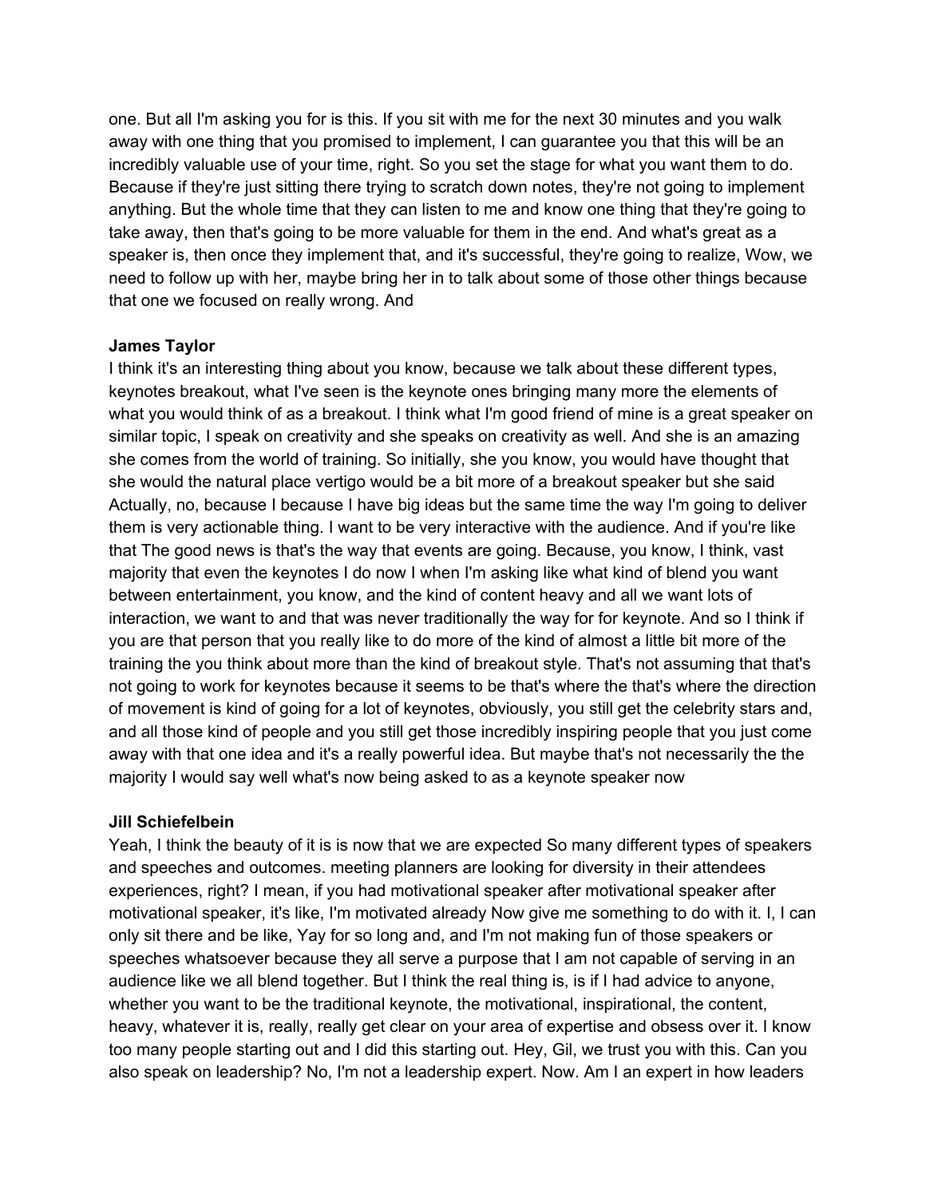one. But all I'm asking you for is this. If you sit with me for the next 30 minutes and you walk away with one thing that you promised to implement, I can guarantee you that this will be an incredibly valuable use of your time, right. So you set the stage for what you want them to do. Because if they're just sitting there trying to scratch down notes, they're not going to implement anything. But the whole time that they can listen to me and know one thing that they're going to take away, then that's going to be more valuable for them in the end. And what's great as a speaker is, then once they implement that, and it's successful, they're going to realize, Wow, we need to follow up with her, maybe bring her in to talk about some of those other things because that one we focused on really wrong. And

**James Taylor**
I think it's an interesting thing about you know, because we talk about these different types, keynotes breakout, what I've seen is the keynote ones bringing many more the elements of what you would think of as a breakout. I think what I'm good friend of mine is a great speaker on similar topic, I speak on creativity and she speaks on creativity as well. And she is an amazing she comes from the world of training. So initially, she you know, you would have thought that she would the natural place vertigo would be a bit more of a breakout speaker but she said Actually, no, because I because I have big ideas but the same time the way I'm going to deliver them is very actionable thing. I want to be very interactive with the audience. And if you're like that The good news is that's the way that events are going. Because, you know, I think, vast majority that even the keynotes I do now I when I'm asking like what kind of blend you want between entertainment, you know, and the kind of content heavy and all we want lots of interaction, we want to and that was never traditionally the way for for keynote. And so I think if you are that person that you really like to do more of the kind of almost a little bit more of the training the you think about more than the kind of breakout style. That's not assuming that that's not going to work for keynotes because it seems to be that's where the that's where the direction of movement is kind of going for a lot of keynotes, obviously, you still get the celebrity stars and, and all those kind of people and you still get those incredibly inspiring people that you just come away with that one idea and it's a really powerful idea. But maybe that's not necessarily the the majority I would say well what's now being asked to as a keynote speaker now

**Jill Schiefelbein**
Yeah, I think the beauty of it is is now that we are expected So many different types of speakers and speeches and outcomes. meeting planners are looking for diversity in their attendees experiences, right? I mean, if you had motivational speaker after motivational speaker after motivational speaker, it's like, I'm motivated already Now give me something to do with it. I, I can only sit there and be like, Yay for so long and, and I'm not making fun of those speakers or speeches whatsoever because they all serve a purpose that I am not capable of serving in an audience like we all blend together. But I think the real thing is, is if I had advice to anyone, whether you want to be the traditional keynote, the motivational, inspirational, the content, heavy, whatever it is, really, really get clear on your area of expertise and obsess over it. I know too many people starting out and I did this starting out. Hey, Gil, we trust you with this. Can you also speak on leadership? No, I'm not a leadership expert. Now. Am I an expert in how leaders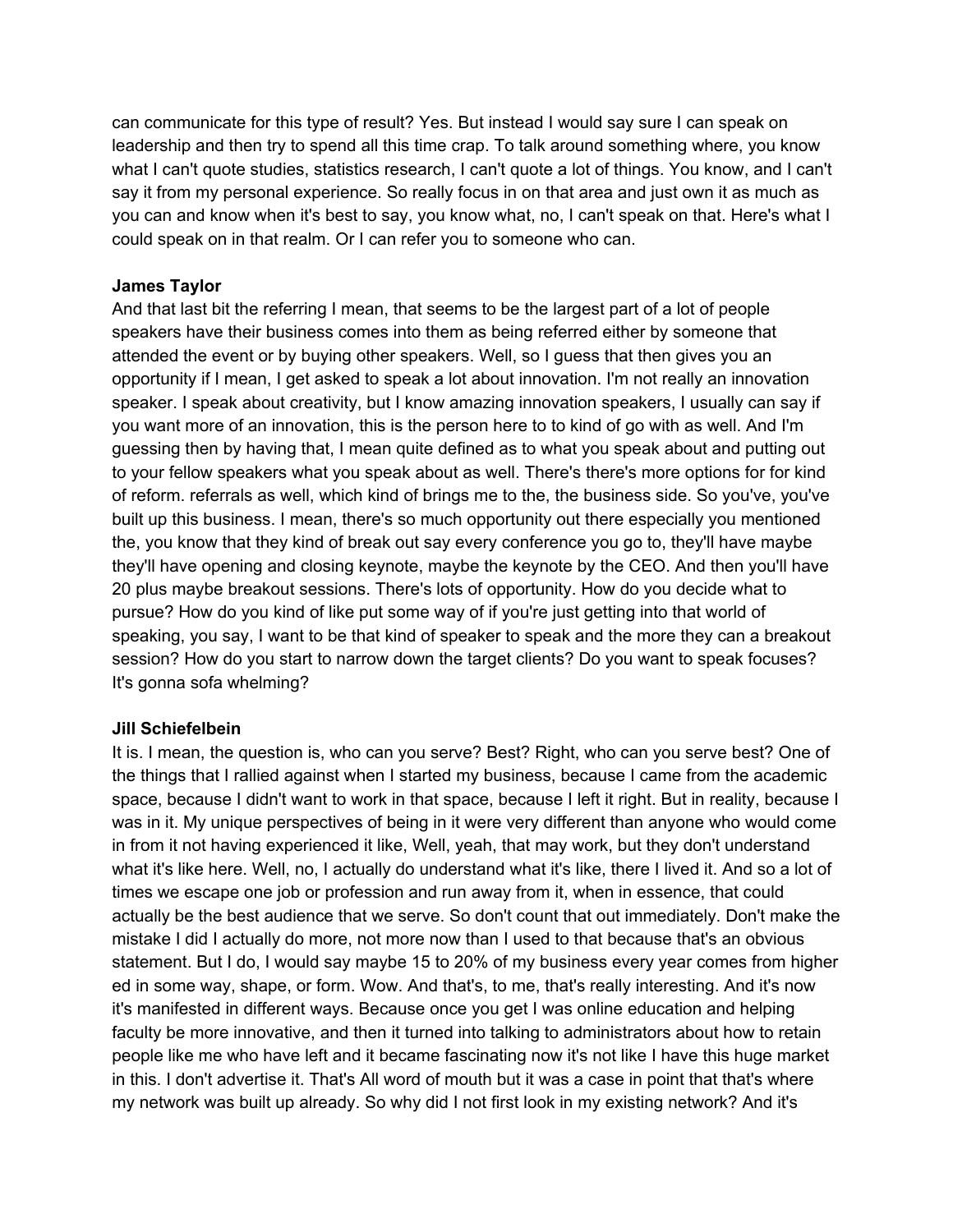can communicate for this type of result? Yes. But instead I would say sure I can speak on leadership and then try to spend all this time crap. To talk around something where, you know what I can't quote studies, statistics research, I can't quote a lot of things. You know, and I can't say it from my personal experience. So really focus in on that area and just own it as much as you can and know when it's best to say, you know what, no, I can't speak on that. Here's what I could speak on in that realm. Or I can refer you to someone who can.

**James Taylor**

And that last bit the referring I mean, that seems to be the largest part of a lot of people speakers have their business comes into them as being referred either by someone that attended the event or by buying other speakers. Well, so I guess that then gives you an opportunity if I mean, I get asked to speak a lot about innovation. I'm not really an innovation speaker. I speak about creativity, but I know amazing innovation speakers, I usually can say if you want more of an innovation, this is the person here to to kind of go with as well. And I'm guessing then by having that, I mean quite defined as to what you speak about and putting out to your fellow speakers what you speak about as well. There's there's more options for for kind of reform. referrals as well, which kind of brings me to the, the business side. So you've, you've built up this business. I mean, there's so much opportunity out there especially you mentioned the, you know that they kind of break out say every conference you go to, they'll have maybe they'll have opening and closing keynote, maybe the keynote by the CEO. And then you'll have 20 plus maybe breakout sessions. There's lots of opportunity. How do you decide what to pursue? How do you kind of like put some way of if you're just getting into that world of speaking, you say, I want to be that kind of speaker to speak and the more they can a breakout session? How do you start to narrow down the target clients? Do you want to speak focuses? It's gonna sofa whelming?

**Jill Schiefelbein**

It is. I mean, the question is, who can you serve? Best? Right, who can you serve best? One of the things that I rallied against when I started my business, because I came from the academic space, because I didn't want to work in that space, because I left it right. But in reality, because I was in it. My unique perspectives of being in it were very different than anyone who would come in from it not having experienced it like, Well, yeah, that may work, but they don't understand what it's like here. Well, no, I actually do understand what it's like, there I lived it. And so a lot of times we escape one job or profession and run away from it, when in essence, that could actually be the best audience that we serve. So don't count that out immediately. Don't make the mistake I did I actually do more, not more now than I used to that because that's an obvious statement. But I do, I would say maybe 15 to 20% of my business every year comes from higher ed in some way, shape, or form. Wow. And that's, to me, that's really interesting. And it's now it's manifested in different ways. Because once you get I was online education and helping faculty be more innovative, and then it turned into talking to administrators about how to retain people like me who have left and it became fascinating now it's not like I have this huge market in this. I don't advertise it. That's All word of mouth but it was a case in point that that's where my network was built up already. So why did I not first look in my existing network? And it's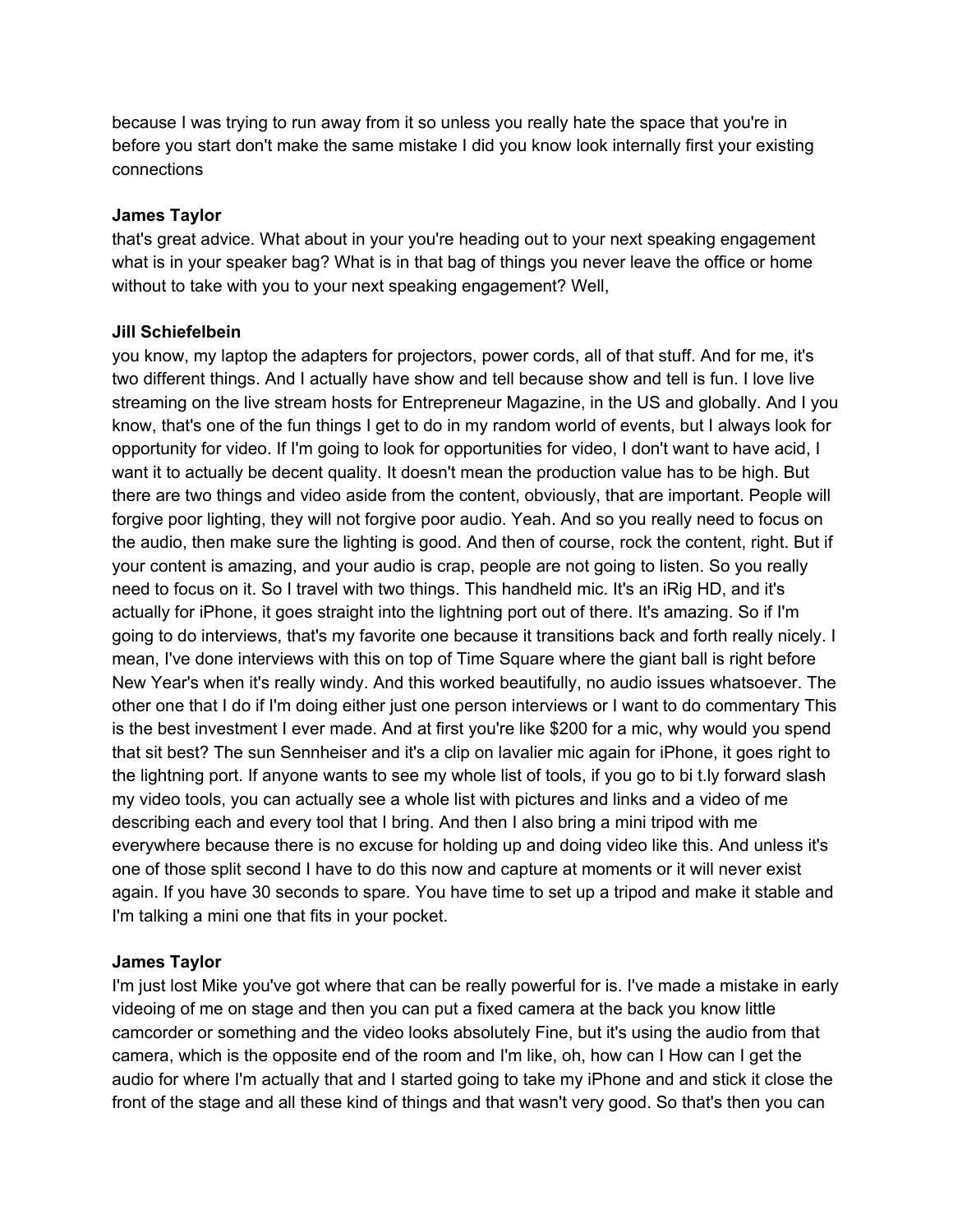because I was trying to run away from it so unless you really hate the space that you're in before you start don't make the same mistake I did you know look internally first your existing connections

**James Taylor**
that's great advice. What about in your you're heading out to your next speaking engagement what is in your speaker bag? What is in that bag of things you never leave the office or home without to take with you to your next speaking engagement? Well,

**Jill Schiefelbein**
you know, my laptop the adapters for projectors, power cords, all of that stuff. And for me, it's two different things. And I actually have show and tell because show and tell is fun. I love live streaming on the live stream hosts for Entrepreneur Magazine, in the US and globally. And I you know, that's one of the fun things I get to do in my random world of events, but I always look for opportunity for video. If I'm going to look for opportunities for video, I don't want to have acid, I want it to actually be decent quality. It doesn't mean the production value has to be high. But there are two things and video aside from the content, obviously, that are important. People will forgive poor lighting, they will not forgive poor audio. Yeah. And so you really need to focus on the audio, then make sure the lighting is good. And then of course, rock the content, right. But if your content is amazing, and your audio is crap, people are not going to listen. So you really need to focus on it. So I travel with two things. This handheld mic. It's an iRig HD, and it's actually for iPhone, it goes straight into the lightning port out of there. It's amazing. So if I'm going to do interviews, that's my favorite one because it transitions back and forth really nicely. I mean, I've done interviews with this on top of Time Square where the giant ball is right before New Year's when it's really windy. And this worked beautifully, no audio issues whatsoever. The other one that I do if I'm doing either just one person interviews or I want to do commentary This is the best investment I ever made. And at first you're like $200 for a mic, why would you spend that sit best? The sun Sennheiser and it's a clip on lavalier mic again for iPhone, it goes right to the lightning port. If anyone wants to see my whole list of tools, if you go to bi t.ly forward slash my video tools, you can actually see a whole list with pictures and links and a video of me describing each and every tool that I bring. And then I also bring a mini tripod with me everywhere because there is no excuse for holding up and doing video like this. And unless it's one of those split second I have to do this now and capture at moments or it will never exist again. If you have 30 seconds to spare. You have time to set up a tripod and make it stable and I'm talking a mini one that fits in your pocket.

**James Taylor**
I'm just lost Mike you've got where that can be really powerful for is. I've made a mistake in early videoing of me on stage and then you can put a fixed camera at the back you know little camcorder or something and the video looks absolutely Fine, but it's using the audio from that camera, which is the opposite end of the room and I'm like, oh, how can I How can I get the audio for where I'm actually that and I started going to take my iPhone and and stick it close the front of the stage and all these kind of things and that wasn't very good. So that's then you can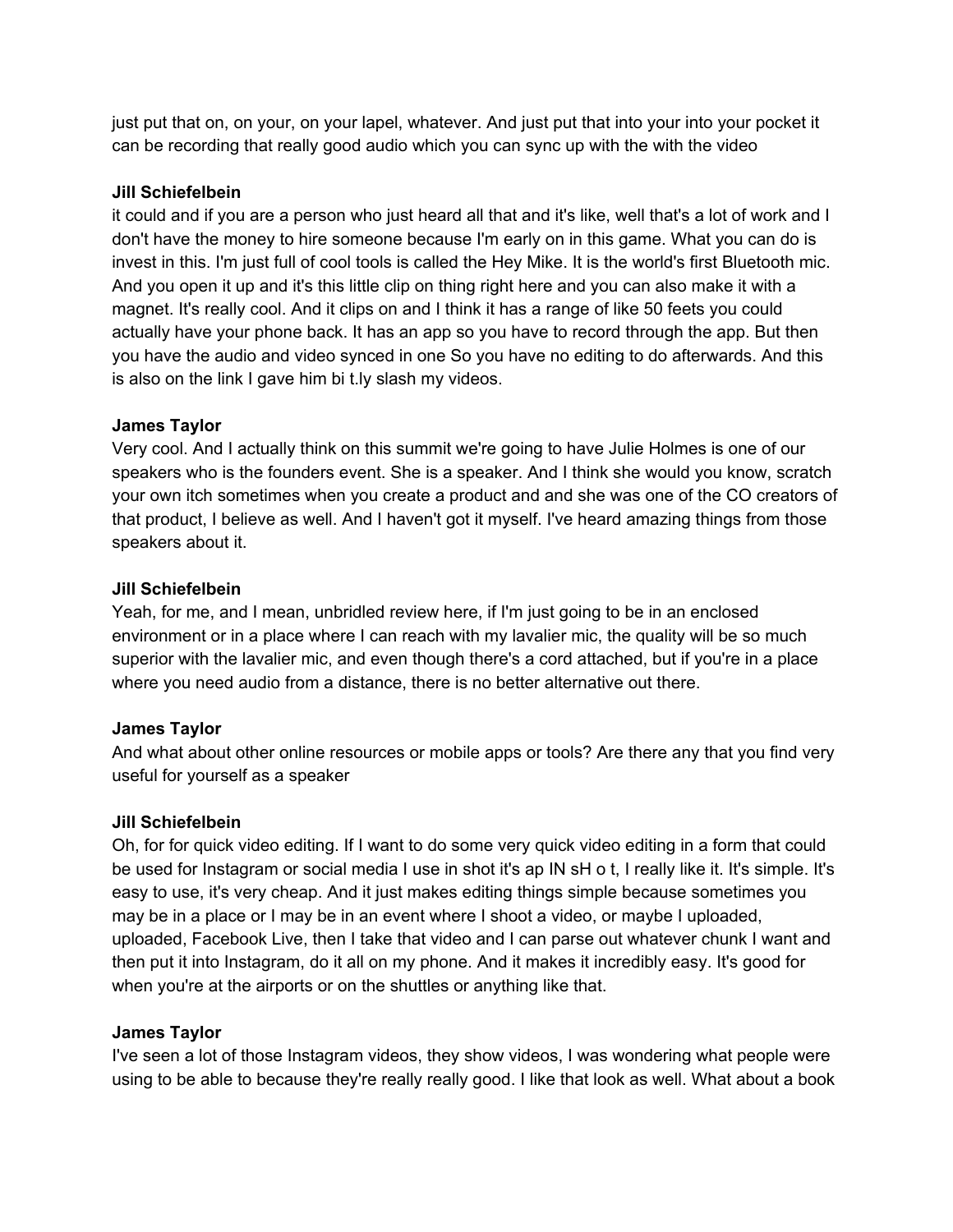just put that on, on your, on your lapel, whatever. And just put that into your into your pocket it can be recording that really good audio which you can sync up with the with the video

**Jill Schiefelbein**
it could and if you are a person who just heard all that and it's like, well that's a lot of work and I don't have the money to hire someone because I'm early on in this game. What you can do is invest in this. I'm just full of cool tools is called the Hey Mike. It is the world's first Bluetooth mic. And you open it up and it's this little clip on thing right here and you can also make it with a magnet. It's really cool. And it clips on and I think it has a range of like 50 feets you could actually have your phone back. It has an app so you have to record through the app. But then you have the audio and video synced in one So you have no editing to do afterwards. And this is also on the link I gave him bi t.ly slash my videos.

**James Taylor**
Very cool. And I actually think on this summit we're going to have Julie Holmes is one of our speakers who is the founders event. She is a speaker. And I think she would you know, scratch your own itch sometimes when you create a product and and she was one of the CO creators of that product, I believe as well. And I haven't got it myself. I've heard amazing things from those speakers about it.

**Jill Schiefelbein**
Yeah, for me, and I mean, unbridled review here, if I'm just going to be in an enclosed environment or in a place where I can reach with my lavalier mic, the quality will be so much superior with the lavalier mic, and even though there's a cord attached, but if you're in a place where you need audio from a distance, there is no better alternative out there.

**James Taylor**
And what about other online resources or mobile apps or tools? Are there any that you find very useful for yourself as a speaker

**Jill Schiefelbein**
Oh, for for quick video editing. If I want to do some very quick video editing in a form that could be used for Instagram or social media I use in shot it's ap IN sH o t, I really like it. It's simple. It's easy to use, it's very cheap. And it just makes editing things simple because sometimes you may be in a place or I may be in an event where I shoot a video, or maybe I uploaded, uploaded, Facebook Live, then I take that video and I can parse out whatever chunk I want and then put it into Instagram, do it all on my phone. And it makes it incredibly easy. It's good for when you're at the airports or on the shuttles or anything like that.

**James Taylor**
I've seen a lot of those Instagram videos, they show videos, I was wondering what people were using to be able to because they're really really good. I like that look as well. What about a book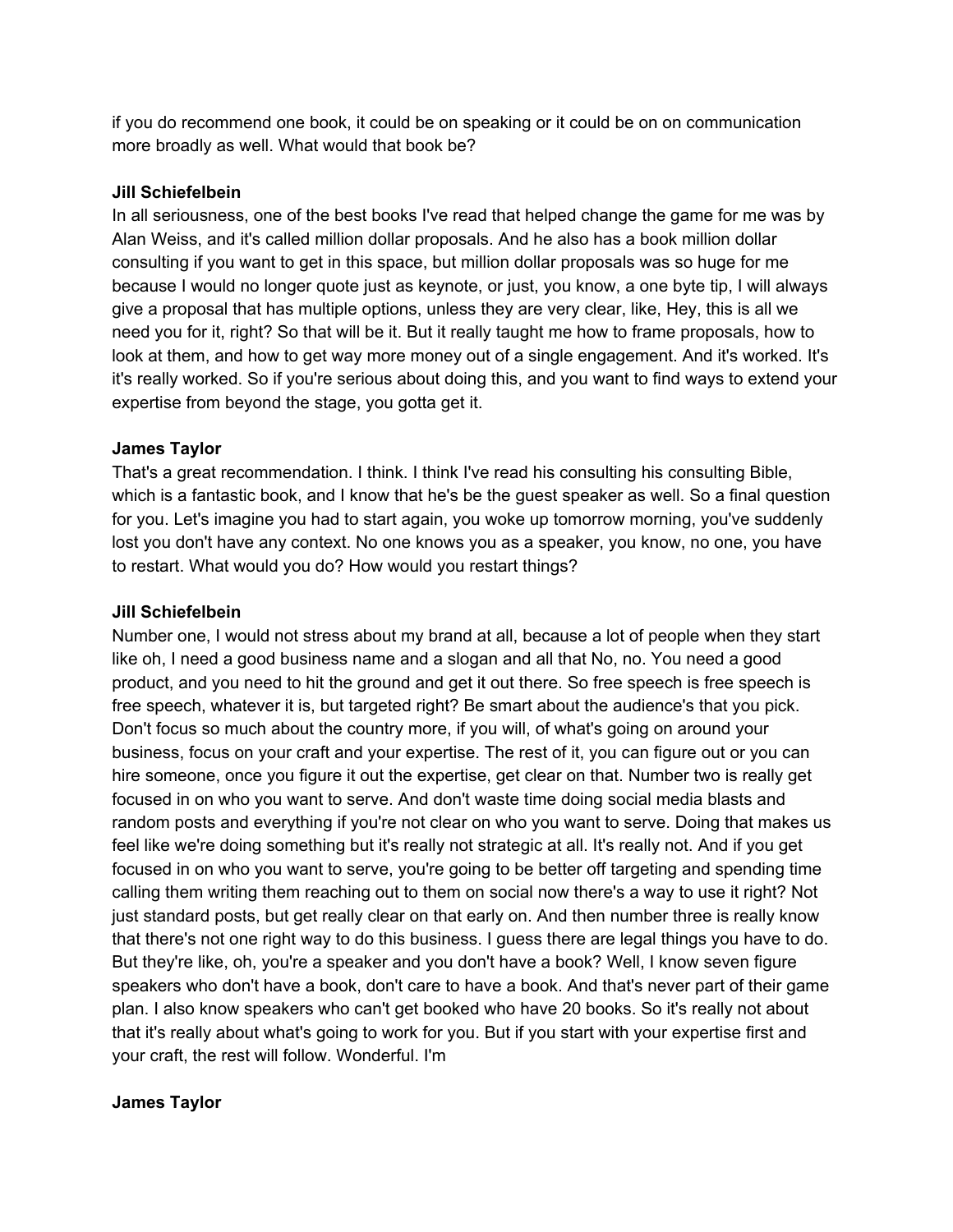if you do recommend one book, it could be on speaking or it could be on on communication more broadly as well. What would that book be?

**Jill Schiefelbein**

In all seriousness, one of the best books I've read that helped change the game for me was by Alan Weiss, and it's called million dollar proposals. And he also has a book million dollar consulting if you want to get in this space, but million dollar proposals was so huge for me because I would no longer quote just as keynote, or just, you know, a one byte tip, I will always give a proposal that has multiple options, unless they are very clear, like, Hey, this is all we need you for it, right? So that will be it. But it really taught me how to frame proposals, how to look at them, and how to get way more money out of a single engagement. And it's worked. It's it's really worked. So if you're serious about doing this, and you want to find ways to extend your expertise from beyond the stage, you gotta get it.

**James Taylor**

That's a great recommendation. I think. I think I've read his consulting his consulting Bible, which is a fantastic book, and I know that he's be the guest speaker as well. So a final question for you. Let's imagine you had to start again, you woke up tomorrow morning, you've suddenly lost you don't have any context. No one knows you as a speaker, you know, no one, you have to restart. What would you do? How would you restart things?

**Jill Schiefelbein**

Number one, I would not stress about my brand at all, because a lot of people when they start like oh, I need a good business name and a slogan and all that No, no. You need a good product, and you need to hit the ground and get it out there. So free speech is free speech is free speech, whatever it is, but targeted right? Be smart about the audience's that you pick. Don't focus so much about the country more, if you will, of what's going on around your business, focus on your craft and your expertise. The rest of it, you can figure out or you can hire someone, once you figure it out the expertise, get clear on that. Number two is really get focused in on who you want to serve. And don't waste time doing social media blasts and random posts and everything if you're not clear on who you want to serve. Doing that makes us feel like we're doing something but it's really not strategic at all. It's really not. And if you get focused in on who you want to serve, you're going to be better off targeting and spending time calling them writing them reaching out to them on social now there's a way to use it right? Not just standard posts, but get really clear on that early on. And then number three is really know that there's not one right way to do this business. I guess there are legal things you have to do. But they're like, oh, you're a speaker and you don't have a book? Well, I know seven figure speakers who don't have a book, don't care to have a book. And that's never part of their game plan. I also know speakers who can't get booked who have 20 books. So it's really not about that it's really about what's going to work for you. But if you start with your expertise first and your craft, the rest will follow. Wonderful. I'm

**James Taylor**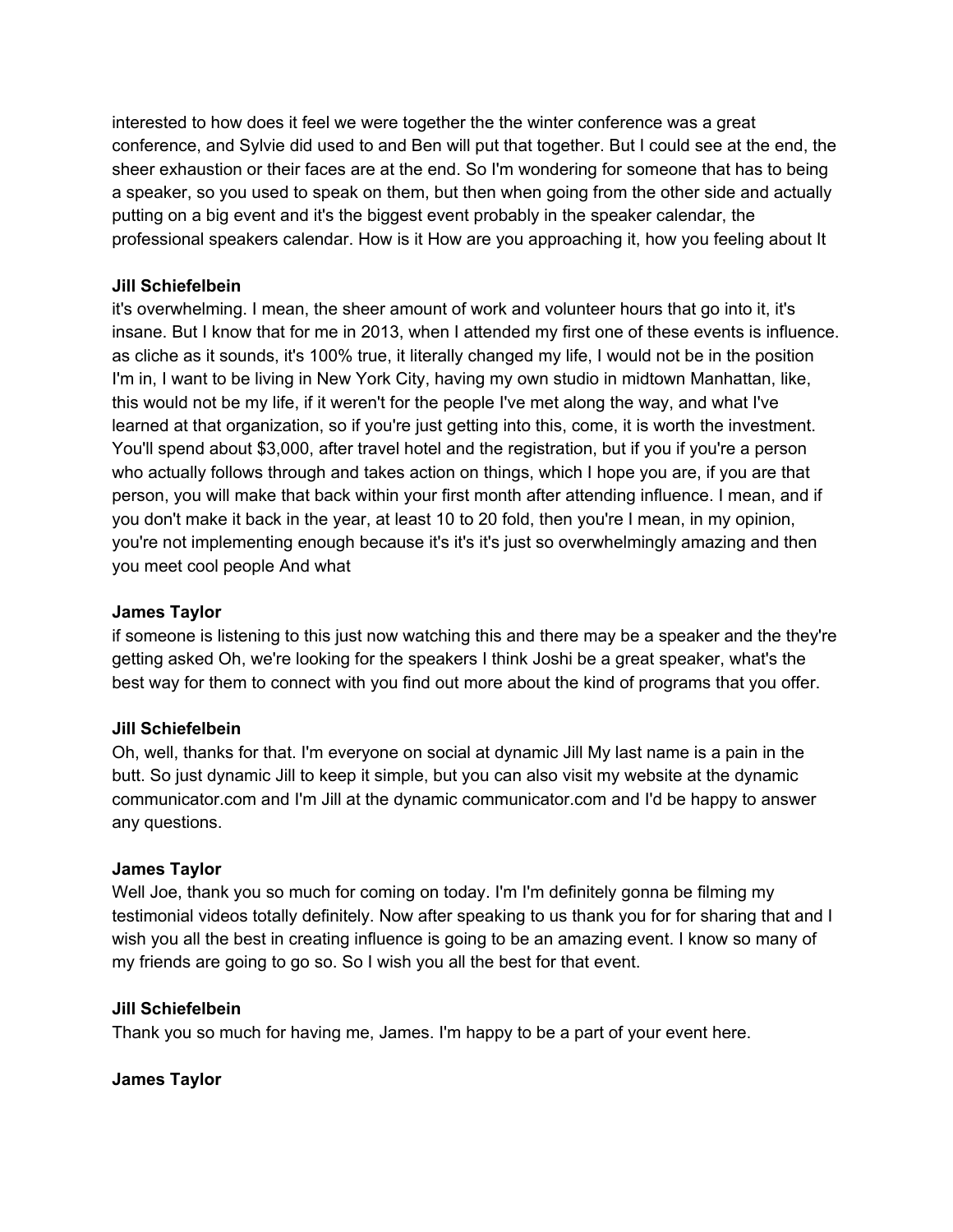interested to how does it feel we were together the the winter conference was a great conference, and Sylvie did used to and Ben will put that together. But I could see at the end, the sheer exhaustion or their faces are at the end. So I'm wondering for someone that has to being a speaker, so you used to speak on them, but then when going from the other side and actually putting on a big event and it's the biggest event probably in the speaker calendar, the professional speakers calendar. How is it How are you approaching it, how you feeling about It

**Jill Schiefelbein**
it's overwhelming. I mean, the sheer amount of work and volunteer hours that go into it, it's insane. But I know that for me in 2013, when I attended my first one of these events is influence. as cliche as it sounds, it's 100% true, it literally changed my life, I would not be in the position I'm in, I want to be living in New York City, having my own studio in midtown Manhattan, like, this would not be my life, if it weren't for the people I've met along the way, and what I've learned at that organization, so if you're just getting into this, come, it is worth the investment. You'll spend about $3,000, after travel hotel and the registration, but if you if you're a person who actually follows through and takes action on things, which I hope you are, if you are that person, you will make that back within your first month after attending influence. I mean, and if you don't make it back in the year, at least 10 to 20 fold, then you're I mean, in my opinion, you're not implementing enough because it's it's it's just so overwhelmingly amazing and then you meet cool people And what

**James Taylor**
if someone is listening to this just now watching this and there may be a speaker and the they're getting asked Oh, we're looking for the speakers I think Joshi be a great speaker, what's the best way for them to connect with you find out more about the kind of programs that you offer.

**Jill Schiefelbein**
Oh, well, thanks for that. I'm everyone on social at dynamic Jill My last name is a pain in the butt. So just dynamic Jill to keep it simple, but you can also visit my website at the dynamic communicator.com and I'm Jill at the dynamic communicator.com and I'd be happy to answer any questions.

**James Taylor**
Well Joe, thank you so much for coming on today. I'm I'm definitely gonna be filming my testimonial videos totally definitely. Now after speaking to us thank you for for sharing that and I wish you all the best in creating influence is going to be an amazing event. I know so many of my friends are going to go so. So I wish you all the best for that event.

**Jill Schiefelbein**
Thank you so much for having me, James. I'm happy to be a part of your event here.

**James Taylor**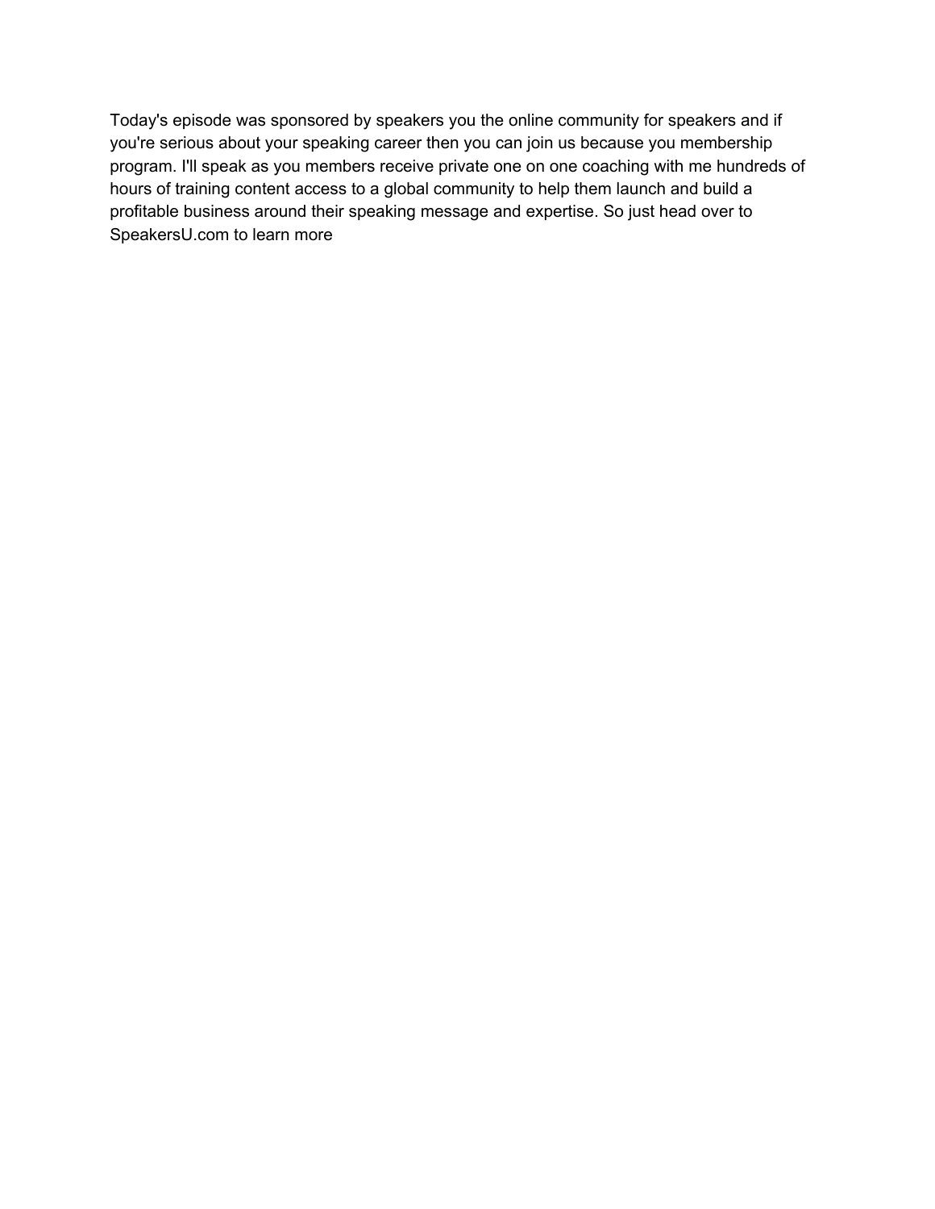Today's episode was sponsored by speakers you the online community for speakers and if you're serious about your speaking career then you can join us because you membership program. I'll speak as you members receive private one on one coaching with me hundreds of hours of training content access to a global community to help them launch and build a profitable business around their speaking message and expertise. So just head over to SpeakersU.com to learn more